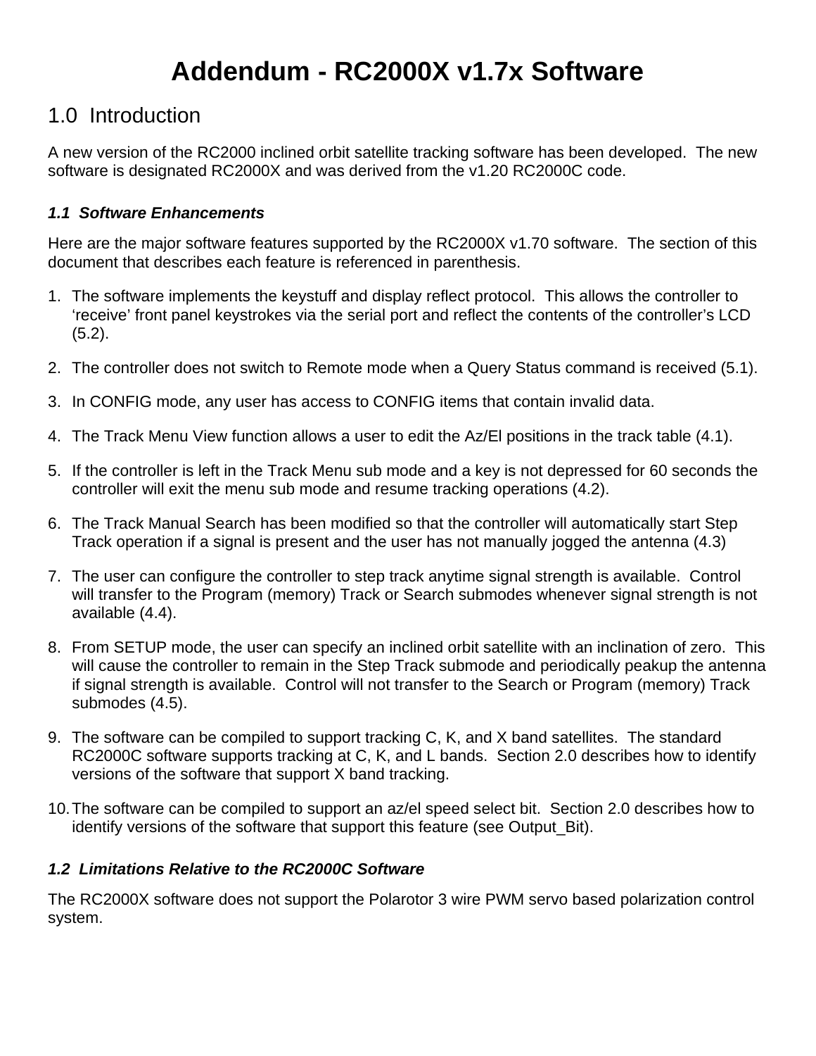# Addendum - RC2000X v1.7x Software

## 1.0 Introduction

A new version of the RC2000 inclined orbit satellite tracking software has been developed. The new software is designated RC2000X and was derived from the v1.20 RC2000C code.

### *1.1 Software Enhancements*

Here are the major software features supported by the RC2000X v1.70 software. The section of this document that describes each feature is referenced in parenthesis.

1. The software implements the keystuff and display reflect protocol. This allows the controller to 'receive' front panel keystrokes via the serial port and reflect the contents of the controller's LCD (5.2).

2. The controller does not switch to Remote mode when a Query Status command is received (5.1).

3. In CONFIG mode, any user has access to CONFIG items that contain invalid data.

4. The Track Menu View function allows a user to edit the Az/El positions in the track table (4.1).

5. If the controller is left in the Track Menu sub mode and a key is not depressed for 60 seconds the controller will exit the menu sub mode and resume tracking operations (4.2).

6. The Track Manual Search has been modified so that the controller will automatically start Step Track operation if a signal is present and the user has not manually jogged the antenna (4.3)

7. The user can configure the controller to step track anytime signal strength is available. Control will transfer to the Program (memory) Track or Search submodes whenever signal strength is not available (4.4).

8. From SETUP mode, the user can specify an inclined orbit satellite with an inclination of zero. This will cause the controller to remain in the Step Track submode and periodically peakup the antenna if signal strength is available. Control will not transfer to the Search or Program (memory) Track submodes (4.5).

9. The software can be compiled to support tracking C, K, and X band satellites. The standard RC2000C software supports tracking at C, K, and L bands. Section 2.0 describes how to identify versions of the software that support X band tracking.

10. The software can be compiled to support an az/el speed select bit. Section 2.0 describes how to identify versions of the software that support this feature (see Output_Bit).

### *1.2 Limitations Relative to the RC2000C Software*

The RC2000X software does not support the Polarotor 3 wire PWM servo based polarization control system.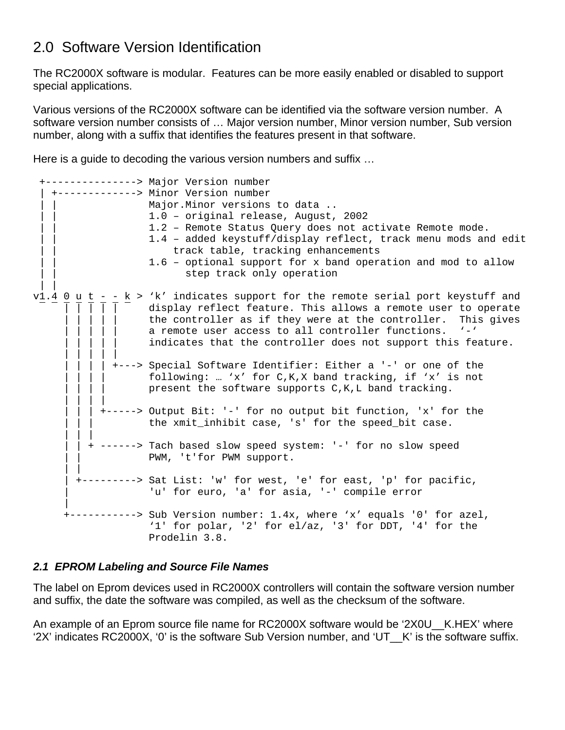# 2.0 Software Version Identification

The RC2000X software is modular. Features can be more easily enabled or disabled to support special applications.

Various versions of the RC2000X software can be identified via the software version number. A software version number consists of … Major version number, Minor version number, Sub version number, along with a suffix that identifies the features present in that software.

Here is a guide to decoding the various version numbers and suffix …

```
 +---------------> Major Version number
 | +-------------> Minor Version number
 | |               Major.Minor versions to data ..
 | |               1.0 – original release, August, 2002
 | |               1.2 – Remote Status Query does not activate Remote mode.
 | |               1.4 – added keystuff/display reflect, track menu mods and edit
 | |                   track table, tracking enhancements
 | |               1.6 – optional support for x band operation and mod to allow
 | |                     step track only operation
 | |
v1.4 0 u t - - k > ‘k’ indicates support for the remote serial port keystuff and
     | | | | |     display reflect feature. This allows a remote user to operate
     | | | | |     the controller as if they were at the controller.  This gives
     | | | | |     a remote user access to all controller functions.  ‘-‘
     | | | | |     indicates that the controller does not support this feature.
     | | | | |
     | | | | +---> Special Software Identifier: Either a '-' or one of the
     | | | |       following: … ‘x’ for C,K,X band tracking, if ‘x’ is not
     | | | |       present the software supports C,K,L band tracking.
     | | | |
     | | | +-----> Output Bit: '-' for no output bit function, 'x' for the
     | | |         the xmit_inhibit case, 's' for the speed_bit case.
     | | |
     | | + ------> Tach based slow speed system: '-' for no slow speed
     | |           PWM, 't'for PWM support.
     | |
     | +---------> Sat List: 'w' for west, 'e' for east, 'p' for pacific,
     |             'u' for euro, 'a' for asia, '-' compile error
     |
     +-----------> Sub Version number: 1.4x, where ‘x’ equals '0' for azel,
                   ‘1' for polar, '2' for el/az, '3' for DDT, '4' for the
                   Prodelin 3.8.
```

### *2.1 EPROM Labeling and Source File Names*

The label on Eprom devices used in RC2000X controllers will contain the software version number and suffix, the date the software was compiled, as well as the checksum of the software.

An example of an Eprom source file name for RC2000X software would be ‘2X0U__K.HEX’ where ‘2X’ indicates RC2000X, ‘0’ is the software Sub Version number, and ‘UT__K’ is the software suffix.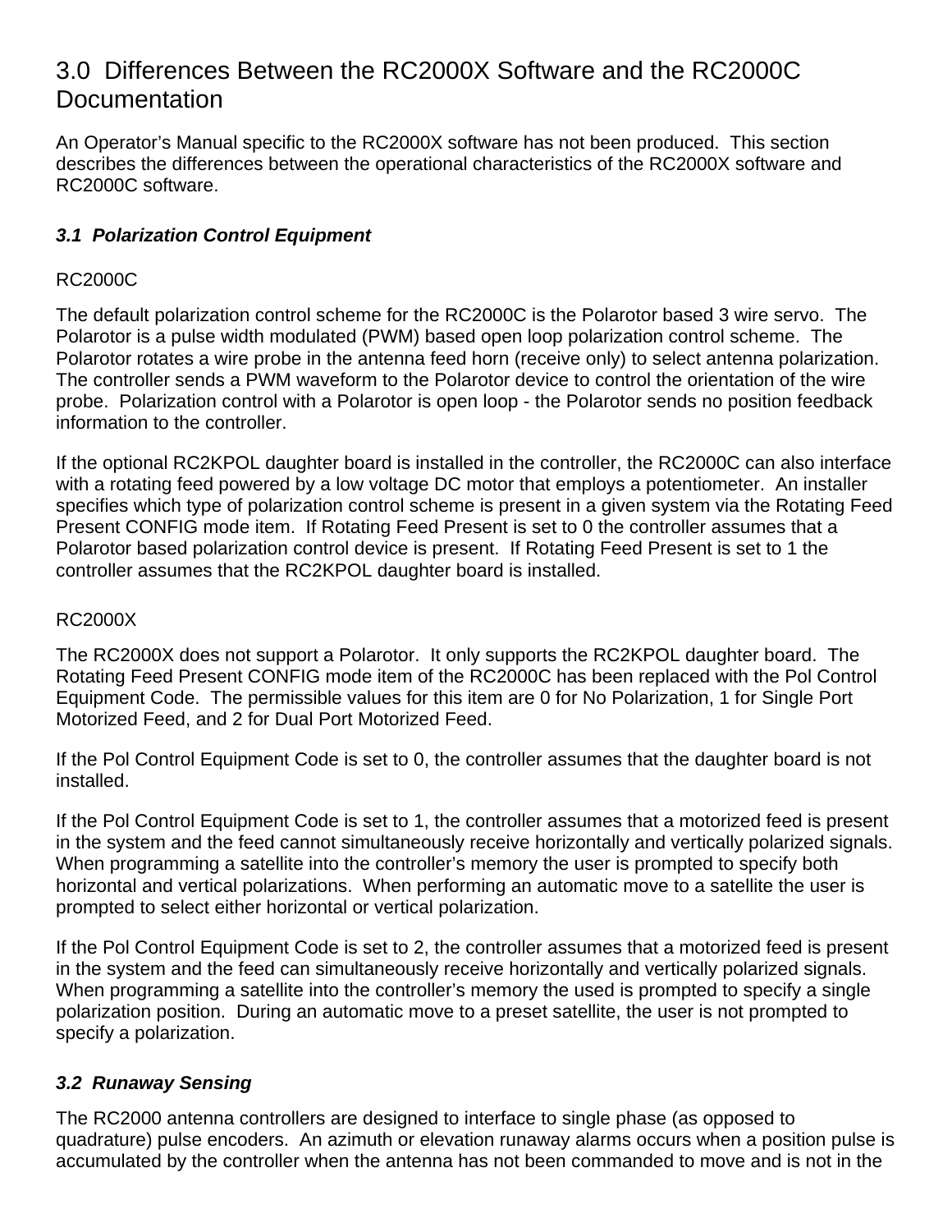# 3.0 Differences Between the RC2000X Software and the RC2000C Documentation

An Operator's Manual specific to the RC2000X software has not been produced. This section describes the differences between the operational characteristics of the RC2000X software and RC2000C software.

### *3.1 Polarization Control Equipment*

RC2000C

The default polarization control scheme for the RC2000C is the Polarotor based 3 wire servo. The Polarotor is a pulse width modulated (PWM) based open loop polarization control scheme. The Polarotor rotates a wire probe in the antenna feed horn (receive only) to select antenna polarization. The controller sends a PWM waveform to the Polarotor device to control the orientation of the wire probe. Polarization control with a Polarotor is open loop - the Polarotor sends no position feedback information to the controller.

If the optional RC2KPOL daughter board is installed in the controller, the RC2000C can also interface with a rotating feed powered by a low voltage DC motor that employs a potentiometer. An installer specifies which type of polarization control scheme is present in a given system via the Rotating Feed Present CONFIG mode item. If Rotating Feed Present is set to 0 the controller assumes that a Polarotor based polarization control device is present. If Rotating Feed Present is set to 1 the controller assumes that the RC2KPOL daughter board is installed.

RC2000X

The RC2000X does not support a Polarotor. It only supports the RC2KPOL daughter board. The Rotating Feed Present CONFIG mode item of the RC2000C has been replaced with the Pol Control Equipment Code. The permissible values for this item are 0 for No Polarization, 1 for Single Port Motorized Feed, and 2 for Dual Port Motorized Feed.

If the Pol Control Equipment Code is set to 0, the controller assumes that the daughter board is not installed.

If the Pol Control Equipment Code is set to 1, the controller assumes that a motorized feed is present in the system and the feed cannot simultaneously receive horizontally and vertically polarized signals. When programming a satellite into the controller's memory the user is prompted to specify both horizontal and vertical polarizations. When performing an automatic move to a satellite the user is prompted to select either horizontal or vertical polarization.

If the Pol Control Equipment Code is set to 2, the controller assumes that a motorized feed is present in the system and the feed can simultaneously receive horizontally and vertically polarized signals. When programming a satellite into the controller's memory the used is prompted to specify a single polarization position. During an automatic move to a preset satellite, the user is not prompted to specify a polarization.

### *3.2 Runaway Sensing*

The RC2000 antenna controllers are designed to interface to single phase (as opposed to quadrature) pulse encoders. An azimuth or elevation runaway alarms occurs when a position pulse is accumulated by the controller when the antenna has not been commanded to move and is not in the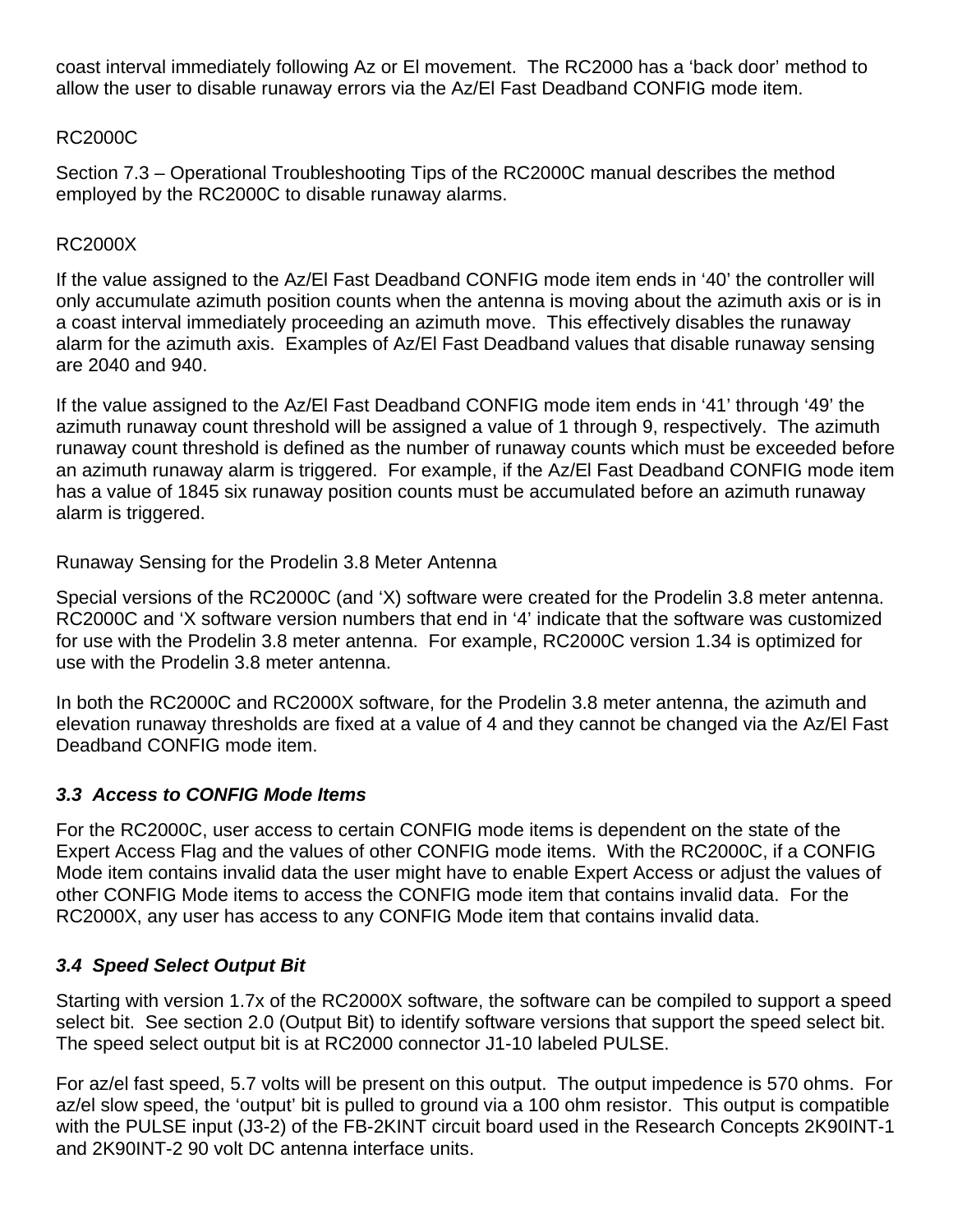coast interval immediately following Az or El movement. The RC2000 has a ‘back door’ method to allow the user to disable runaway errors via the Az/El Fast Deadband CONFIG mode item.

RC2000C

Section 7.3 – Operational Troubleshooting Tips of the RC2000C manual describes the method employed by the RC2000C to disable runaway alarms.

RC2000X

If the value assigned to the Az/El Fast Deadband CONFIG mode item ends in ‘40’ the controller will only accumulate azimuth position counts when the antenna is moving about the azimuth axis or is in a coast interval immediately proceeding an azimuth move. This effectively disables the runaway alarm for the azimuth axis. Examples of Az/El Fast Deadband values that disable runaway sensing are 2040 and 940.

If the value assigned to the Az/El Fast Deadband CONFIG mode item ends in ‘41’ through ‘49’ the azimuth runaway count threshold will be assigned a value of 1 through 9, respectively. The azimuth runaway count threshold is defined as the number of runaway counts which must be exceeded before an azimuth runaway alarm is triggered. For example, if the Az/El Fast Deadband CONFIG mode item has a value of 1845 six runaway position counts must be accumulated before an azimuth runaway alarm is triggered.

Runaway Sensing for the Prodelin 3.8 Meter Antenna

Special versions of the RC2000C (and ‘X) software were created for the Prodelin 3.8 meter antenna. RC2000C and ‘X software version numbers that end in ‘4’ indicate that the software was customized for use with the Prodelin 3.8 meter antenna. For example, RC2000C version 1.34 is optimized for use with the Prodelin 3.8 meter antenna.

In both the RC2000C and RC2000X software, for the Prodelin 3.8 meter antenna, the azimuth and elevation runaway thresholds are fixed at a value of 4 and they cannot be changed via the Az/El Fast Deadband CONFIG mode item.

### *3.3 Access to CONFIG Mode Items*

For the RC2000C, user access to certain CONFIG mode items is dependent on the state of the Expert Access Flag and the values of other CONFIG mode items. With the RC2000C, if a CONFIG Mode item contains invalid data the user might have to enable Expert Access or adjust the values of other CONFIG Mode items to access the CONFIG mode item that contains invalid data. For the RC2000X, any user has access to any CONFIG Mode item that contains invalid data.

### *3.4 Speed Select Output Bit*

Starting with version 1.7x of the RC2000X software, the software can be compiled to support a speed select bit. See section 2.0 (Output Bit) to identify software versions that support the speed select bit. The speed select output bit is at RC2000 connector J1-10 labeled PULSE.

For az/el fast speed, 5.7 volts will be present on this output. The output impedence is 570 ohms. For az/el slow speed, the ‘output’ bit is pulled to ground via a 100 ohm resistor. This output is compatible with the PULSE input (J3-2) of the FB-2KINT circuit board used in the Research Concepts 2K90INT-1 and 2K90INT-2 90 volt DC antenna interface units.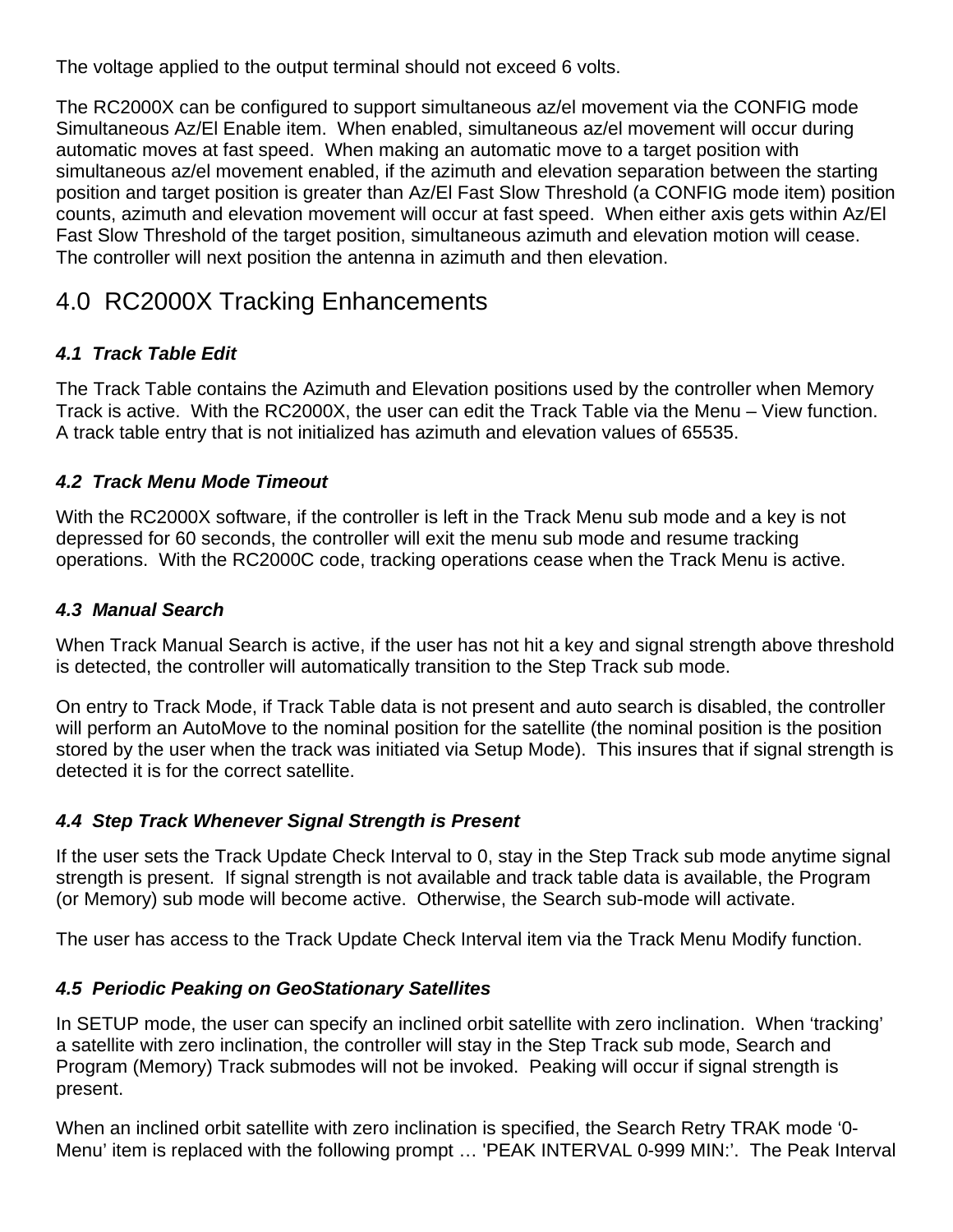The voltage applied to the output terminal should not exceed 6 volts.

The RC2000X can be configured to support simultaneous az/el movement via the CONFIG mode Simultaneous Az/El Enable item. When enabled, simultaneous az/el movement will occur during automatic moves at fast speed. When making an automatic move to a target position with simultaneous az/el movement enabled, if the azimuth and elevation separation between the starting position and target position is greater than Az/El Fast Slow Threshold (a CONFIG mode item) position counts, azimuth and elevation movement will occur at fast speed. When either axis gets within Az/El Fast Slow Threshold of the target position, simultaneous azimuth and elevation motion will cease. The controller will next position the antenna in azimuth and then elevation.

# 4.0 RC2000X Tracking Enhancements

### *4.1 Track Table Edit*

The Track Table contains the Azimuth and Elevation positions used by the controller when Memory Track is active. With the RC2000X, the user can edit the Track Table via the Menu – View function. A track table entry that is not initialized has azimuth and elevation values of 65535.

### *4.2 Track Menu Mode Timeout*

With the RC2000X software, if the controller is left in the Track Menu sub mode and a key is not depressed for 60 seconds, the controller will exit the menu sub mode and resume tracking operations. With the RC2000C code, tracking operations cease when the Track Menu is active.

### *4.3 Manual Search*

When Track Manual Search is active, if the user has not hit a key and signal strength above threshold is detected, the controller will automatically transition to the Step Track sub mode.

On entry to Track Mode, if Track Table data is not present and auto search is disabled, the controller will perform an AutoMove to the nominal position for the satellite (the nominal position is the position stored by the user when the track was initiated via Setup Mode). This insures that if signal strength is detected it is for the correct satellite.

### *4.4 Step Track Whenever Signal Strength is Present*

If the user sets the Track Update Check Interval to 0, stay in the Step Track sub mode anytime signal strength is present. If signal strength is not available and track table data is available, the Program (or Memory) sub mode will become active. Otherwise, the Search sub-mode will activate.

The user has access to the Track Update Check Interval item via the Track Menu Modify function.

### *4.5 Periodic Peaking on GeoStationary Satellites*

In SETUP mode, the user can specify an inclined orbit satellite with zero inclination. When 'tracking' a satellite with zero inclination, the controller will stay in the Step Track sub mode, Search and Program (Memory) Track submodes will not be invoked. Peaking will occur if signal strength is present.

When an inclined orbit satellite with zero inclination is specified, the Search Retry TRAK mode '0-Menu' item is replaced with the following prompt … 'PEAK INTERVAL 0-999 MIN:'. The Peak Interval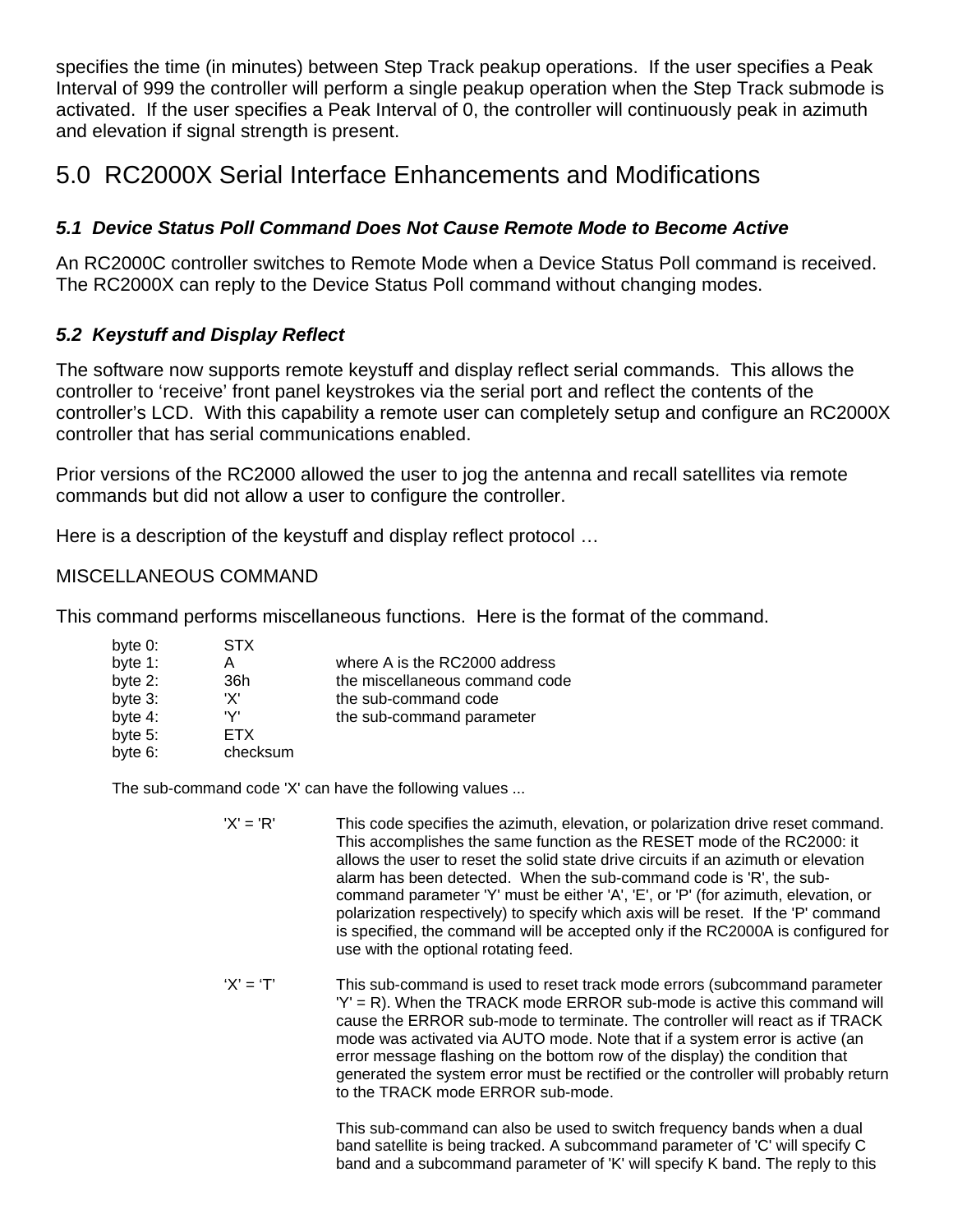specifies the time (in minutes) between Step Track peakup operations. If the user specifies a Peak Interval of 999 the controller will perform a single peakup operation when the Step Track submode is activated. If the user specifies a Peak Interval of 0, the controller will continuously peak in azimuth and elevation if signal strength is present.

# 5.0 RC2000X Serial Interface Enhancements and Modifications

### *5.1 Device Status Poll Command Does Not Cause Remote Mode to Become Active*

An RC2000C controller switches to Remote Mode when a Device Status Poll command is received. The RC2000X can reply to the Device Status Poll command without changing modes.

### *5.2 Keystuff and Display Reflect*

The software now supports remote keystuff and display reflect serial commands. This allows the controller to 'receive' front panel keystrokes via the serial port and reflect the contents of the controller's LCD. With this capability a remote user can completely setup and configure an RC2000X controller that has serial communications enabled.

Prior versions of the RC2000 allowed the user to jog the antenna and recall satellites via remote commands but did not allow a user to configure the controller.

Here is a description of the keystuff and display reflect protocol …

MISCELLANEOUS COMMAND

This command performs miscellaneous functions. Here is the format of the command.

| | | |
|---|---|---|
| byte 0: | STX | |
| byte 1: | A | where A is the RC2000 address |
| byte 2: | 36h | the miscellaneous command code |
| byte 3: | 'X' | the sub-command code |
| byte 4: | 'Y' | the sub-command parameter |
| byte 5: | ETX | |
| byte 6: | checksum | |

The sub-command code 'X' can have the following values ...

'X' = 'R' — This code specifies the azimuth, elevation, or polarization drive reset command. This accomplishes the same function as the RESET mode of the RC2000: it allows the user to reset the solid state drive circuits if an azimuth or elevation alarm has been detected. When the sub-command code is 'R', the sub-command parameter 'Y' must be either 'A', 'E', or 'P' (for azimuth, elevation, or polarization respectively) to specify which axis will be reset. If the 'P' command is specified, the command will be accepted only if the RC2000A is configured for use with the optional rotating feed.

'X' = 'T' — This sub-command is used to reset track mode errors (subcommand parameter 'Y' = R). When the TRACK mode ERROR sub-mode is active this command will cause the ERROR sub-mode to terminate. The controller will react as if TRACK mode was activated via AUTO mode. Note that if a system error is active (an error message flashing on the bottom row of the display) the condition that generated the system error must be rectified or the controller will probably return to the TRACK mode ERROR sub-mode.

This sub-command can also be used to switch frequency bands when a dual band satellite is being tracked. A subcommand parameter of 'C' will specify C band and a subcommand parameter of 'K' will specify K band. The reply to this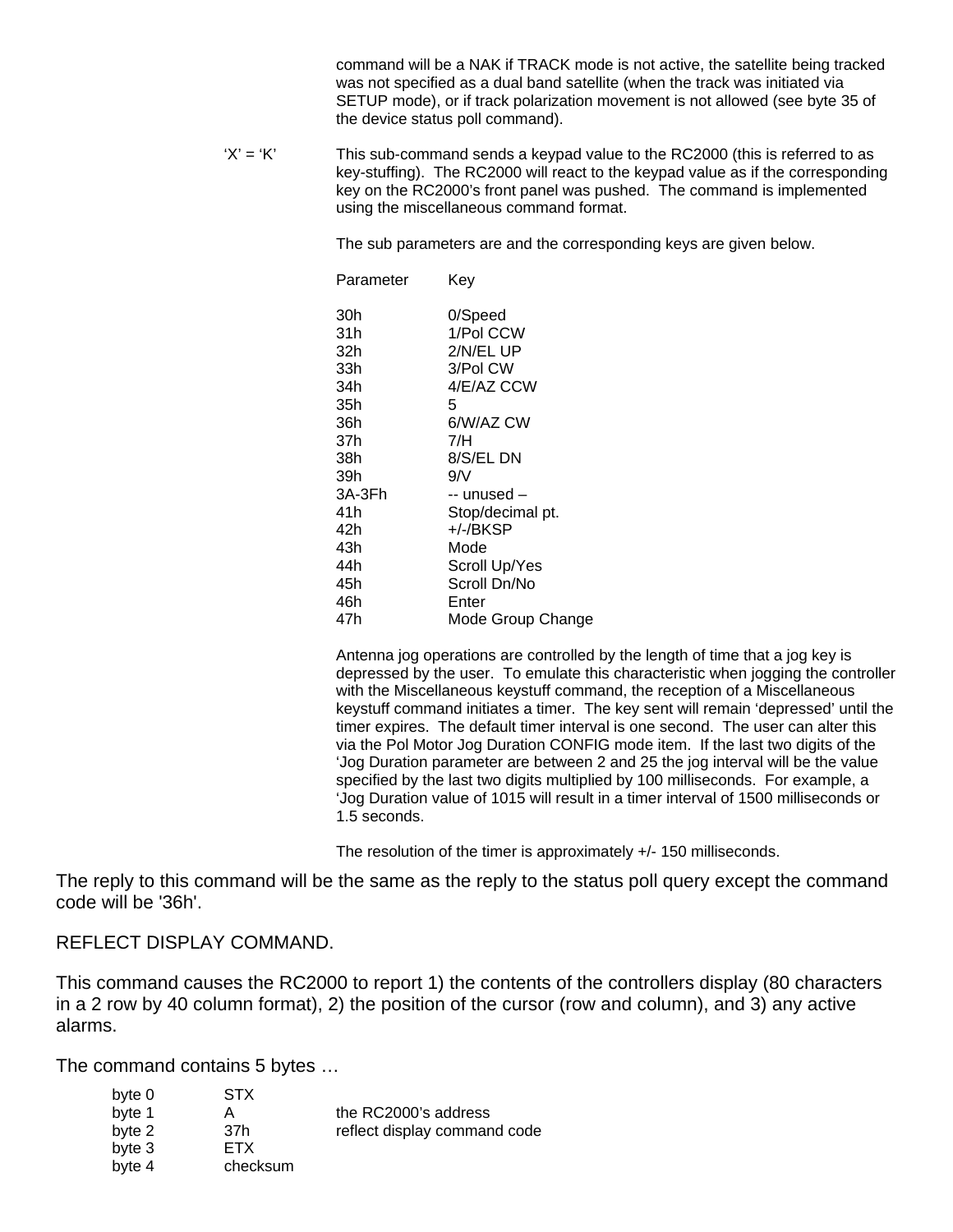command will be a NAK if TRACK mode is not active, the satellite being tracked was not specified as a dual band satellite (when the track was initiated via SETUP mode), or if track polarization movement is not allowed (see byte 35 of the device status poll command).

'X' = 'K' This sub-command sends a keypad value to the RC2000 (this is referred to as key-stuffing). The RC2000 will react to the keypad value as if the corresponding key on the RC2000's front panel was pushed. The command is implemented using the miscellaneous command format.

The sub parameters are and the corresponding keys are given below.

| Parameter | Key |
|---|---|
| 30h | 0/Speed |
| 31h | 1/Pol CCW |
| 32h | 2/N/EL UP |
| 33h | 3/Pol CW |
| 34h | 4/E/AZ CCW |
| 35h | 5 |
| 36h | 6/W/AZ CW |
| 37h | 7/H |
| 38h | 8/S/EL DN |
| 39h | 9/V |
| 3A-3Fh | -- unused – |
| 41h | Stop/decimal pt. |
| 42h | +/-/BKSP |
| 43h | Mode |
| 44h | Scroll Up/Yes |
| 45h | Scroll Dn/No |
| 46h | Enter |
| 47h | Mode Group Change |

Antenna jog operations are controlled by the length of time that a jog key is depressed by the user. To emulate this characteristic when jogging the controller with the Miscellaneous keystuff command, the reception of a Miscellaneous keystuff command initiates a timer. The key sent will remain 'depressed' until the timer expires. The default timer interval is one second. The user can alter this via the Pol Motor Jog Duration CONFIG mode item. If the last two digits of the 'Jog Duration parameter are between 2 and 25 the jog interval will be the value specified by the last two digits multiplied by 100 milliseconds. For example, a 'Jog Duration value of 1015 will result in a timer interval of 1500 milliseconds or 1.5 seconds.

The resolution of the timer is approximately +/- 150 milliseconds.

The reply to this command will be the same as the reply to the status poll query except the command code will be '36h'.

REFLECT DISPLAY COMMAND.

This command causes the RC2000 to report 1) the contents of the controllers display (80 characters in a 2 row by 40 column format), 2) the position of the cursor (row and column), and 3) any active alarms.

The command contains 5 bytes …

| | | |
|---|---|---|
| byte 0 | STX | |
| byte 1 | A | the RC2000's address |
| byte 2 | 37h | reflect display command code |
| byte 3 | ETX | |
| byte 4 | checksum | |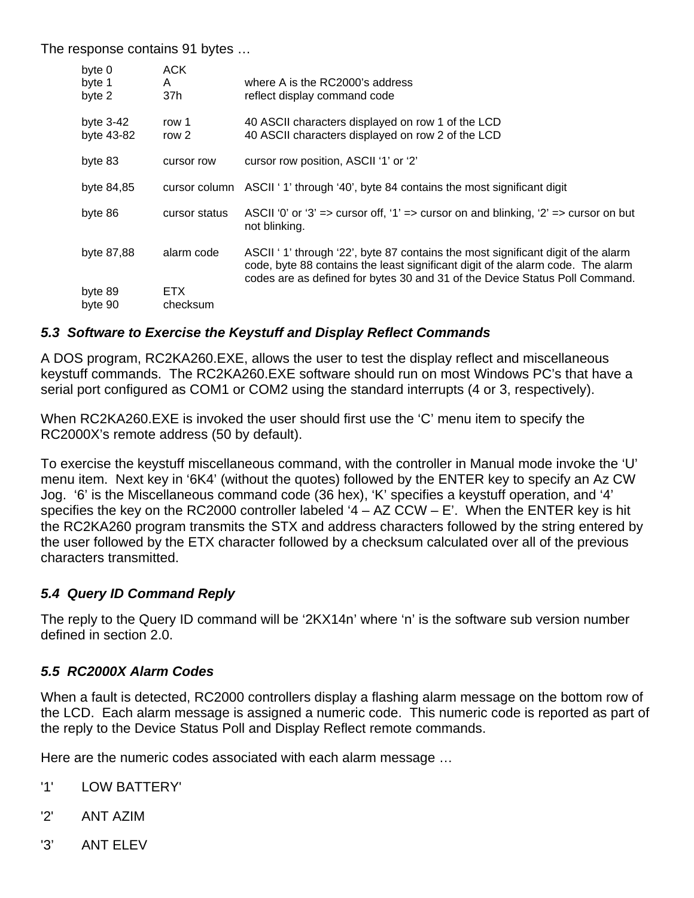The response contains 91 bytes …

| | | |
|---|---|---|
| byte 0 | ACK | |
| byte 1 | A | where A is the RC2000's address |
| byte 2 | 37h | reflect display command code |
| byte 3-42 | row 1 | 40 ASCII characters displayed on row 1 of the LCD |
| byte 43-82 | row 2 | 40 ASCII characters displayed on row 2 of the LCD |
| byte 83 | cursor row | cursor row position, ASCII '1' or '2' |
| byte 84,85 | cursor column | ASCII ' 1' through '40', byte 84 contains the most significant digit |
| byte 86 | cursor status | ASCII '0' or '3' => cursor off, '1' => cursor on and blinking, '2' => cursor on but not blinking. |
| byte 87,88 | alarm code | ASCII ' 1' through '22', byte 87 contains the most significant digit of the alarm code, byte 88 contains the least significant digit of the alarm code. The alarm codes are as defined for bytes 30 and 31 of the Device Status Poll Command. |
| byte 89 | ETX | |
| byte 90 | checksum | |

### *5.3 Software to Exercise the Keystuff and Display Reflect Commands*

A DOS program, RC2KA260.EXE, allows the user to test the display reflect and miscellaneous keystuff commands. The RC2KA260.EXE software should run on most Windows PC's that have a serial port configured as COM1 or COM2 using the standard interrupts (4 or 3, respectively).

When RC2KA260.EXE is invoked the user should first use the 'C' menu item to specify the RC2000X's remote address (50 by default).

To exercise the keystuff miscellaneous command, with the controller in Manual mode invoke the 'U' menu item. Next key in '6K4' (without the quotes) followed by the ENTER key to specify an Az CW Jog. '6' is the Miscellaneous command code (36 hex), 'K' specifies a keystuff operation, and '4' specifies the key on the RC2000 controller labeled '4 – AZ CCW – E'. When the ENTER key is hit the RC2KA260 program transmits the STX and address characters followed by the string entered by the user followed by the ETX character followed by a checksum calculated over all of the previous characters transmitted.

### *5.4 Query ID Command Reply*

The reply to the Query ID command will be '2KX14n' where 'n' is the software sub version number defined in section 2.0.

### *5.5 RC2000X Alarm Codes*

When a fault is detected, RC2000 controllers display a flashing alarm message on the bottom row of the LCD. Each alarm message is assigned a numeric code. This numeric code is reported as part of the reply to the Device Status Poll and Display Reflect remote commands.

Here are the numeric codes associated with each alarm message …

'1' LOW BATTERY'

'2' ANT AZIM

'3' ANT ELEV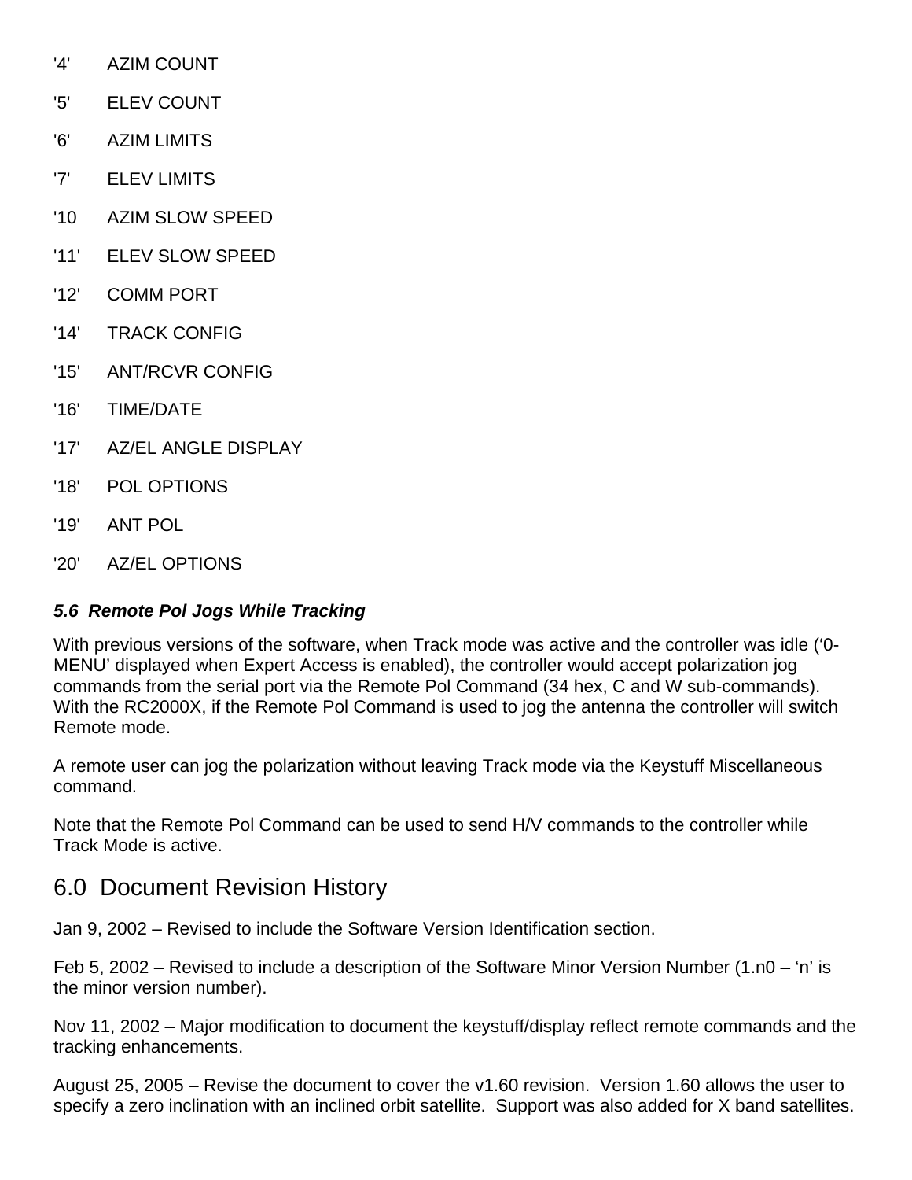'4'	AZIM COUNT

'5'	ELEV COUNT

'6'	AZIM LIMITS

'7'	ELEV LIMITS

'10	AZIM SLOW SPEED

'11'	ELEV SLOW SPEED

'12'	COMM PORT

'14'	TRACK CONFIG

'15'	ANT/RCVR CONFIG

'16'	TIME/DATE

'17'	AZ/EL ANGLE DISPLAY

'18'	POL OPTIONS

'19'	ANT POL

'20'	AZ/EL OPTIONS

### *5.6 Remote Pol Jogs While Tracking*

With previous versions of the software, when Track mode was active and the controller was idle ('0-MENU' displayed when Expert Access is enabled), the controller would accept polarization jog commands from the serial port via the Remote Pol Command (34 hex, C and W sub-commands). With the RC2000X, if the Remote Pol Command is used to jog the antenna the controller will switch Remote mode.

A remote user can jog the polarization without leaving Track mode via the Keystuff Miscellaneous command.

Note that the Remote Pol Command can be used to send H/V commands to the controller while Track Mode is active.

## 6.0 Document Revision History

Jan 9, 2002 – Revised to include the Software Version Identification section.

Feb 5, 2002 – Revised to include a description of the Software Minor Version Number (1.n0 – 'n' is the minor version number).

Nov 11, 2002 – Major modification to document the keystuff/display reflect remote commands and the tracking enhancements.

August 25, 2005 – Revise the document to cover the v1.60 revision. Version 1.60 allows the user to specify a zero inclination with an inclined orbit satellite. Support was also added for X band satellites.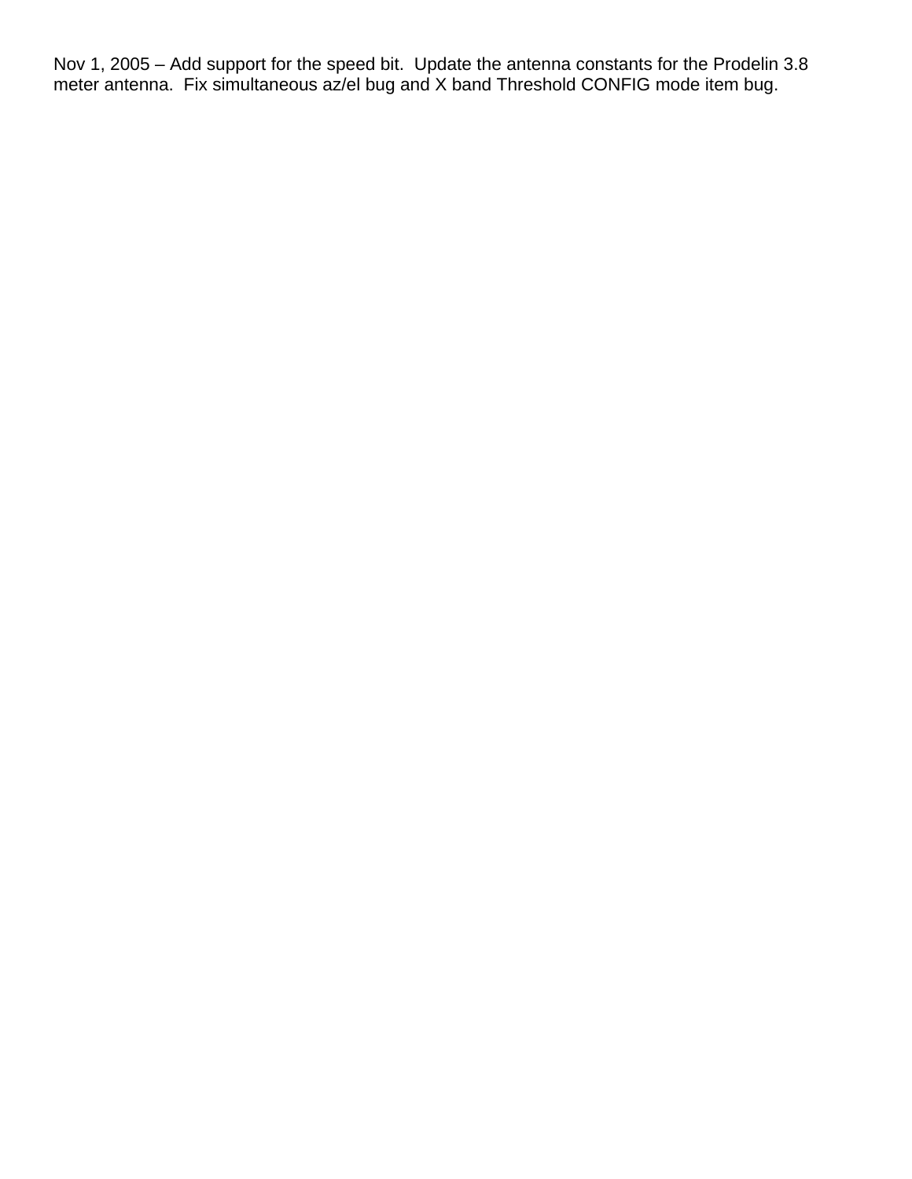Nov 1, 2005 – Add support for the speed bit. Update the antenna constants for the Prodelin 3.8 meter antenna. Fix simultaneous az/el bug and X band Threshold CONFIG mode item bug.